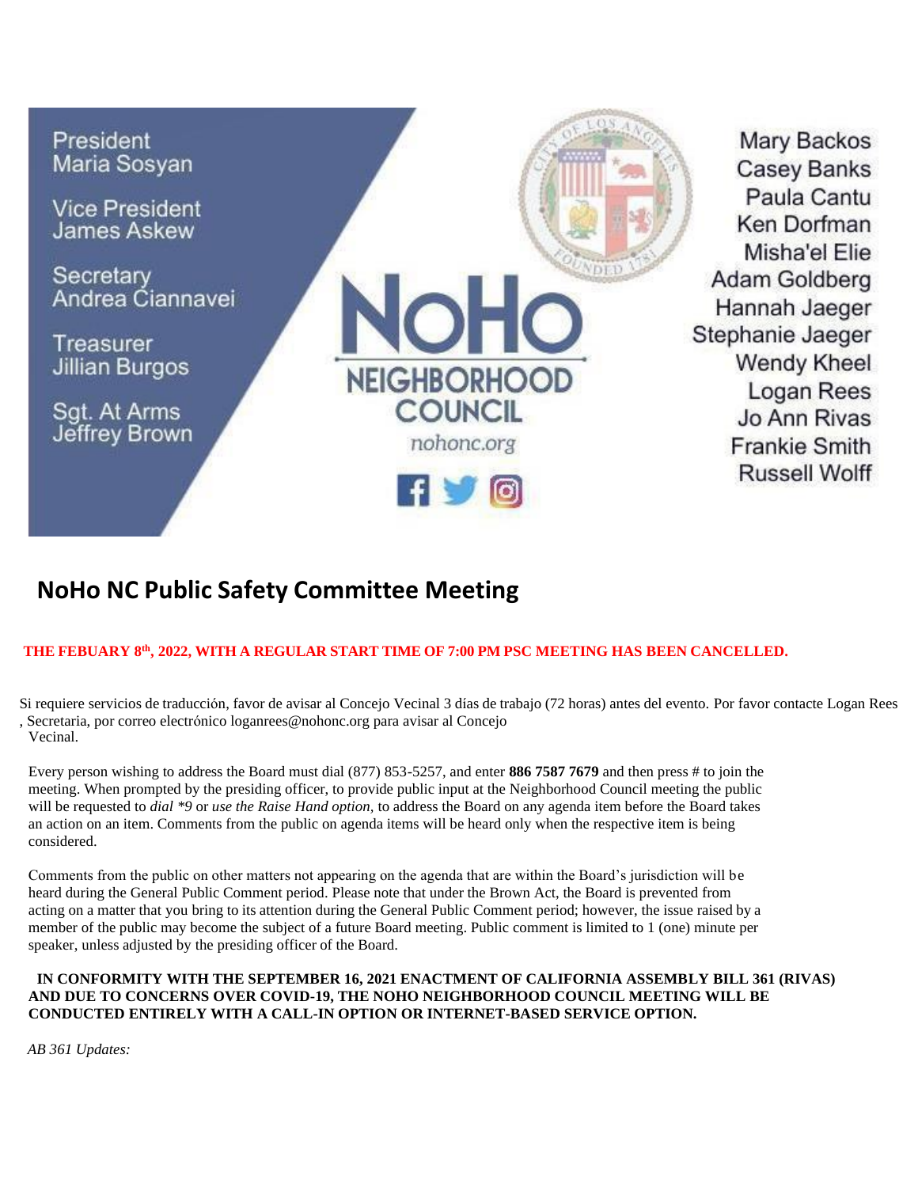President
Maria Sosyan

Vice President
James Askew

Secretary
Andrea Ciannavei

Treasurer
Jillian Burgos

Sgt. At Arms
Jeffrey Brown

NoHo
NEIGHBORHOOD
COUNCIL
nohonc.org

Mary Backos
Casey Banks
Paula Cantu
Ken Dorfman
Misha'el Elie
Adam Goldberg
Hannah Jaeger
Stephanie Jaeger
Wendy Kheel
Logan Rees
Jo Ann Rivas
Frankie Smith
Russell Wolff

# NoHo NC Public Safety Committee Meeting

**THE FEBUARY 8th, 2022, WITH A REGULAR START TIME OF 7:00 PM PSC MEETING HAS BEEN CANCELLED.**

Si requiere servicios de traducción, favor de avisar al Concejo Vecinal 3 días de trabajo (72 horas) antes del evento. Por favor contacte Logan Rees , Secretaria, por correo electrónico loganrees@nohonc.org para avisar al Concejo Vecinal.

Every person wishing to address the Board must dial (877) 853-5257, and enter **886 7587 7679** and then press # to join the meeting. When prompted by the presiding officer, to provide public input at the Neighborhood Council meeting the public will be requested to *dial \*9* or *use the Raise Hand option*, to address the Board on any agenda item before the Board takes an action on an item. Comments from the public on agenda items will be heard only when the respective item is being considered.

Comments from the public on other matters not appearing on the agenda that are within the Board's jurisdiction will be heard during the General Public Comment period. Please note that under the Brown Act, the Board is prevented from acting on a matter that you bring to its attention during the General Public Comment period; however, the issue raised by a member of the public may become the subject of a future Board meeting. Public comment is limited to 1 (one) minute per speaker, unless adjusted by the presiding officer of the Board.

**IN CONFORMITY WITH THE SEPTEMBER 16, 2021 ENACTMENT OF CALIFORNIA ASSEMBLY BILL 361 (RIVAS) AND DUE TO CONCERNS OVER COVID-19, THE NOHO NEIGHBORHOOD COUNCIL MEETING WILL BE CONDUCTED ENTIRELY WITH A CALL-IN OPTION OR INTERNET-BASED SERVICE OPTION.**

*AB 361 Updates:*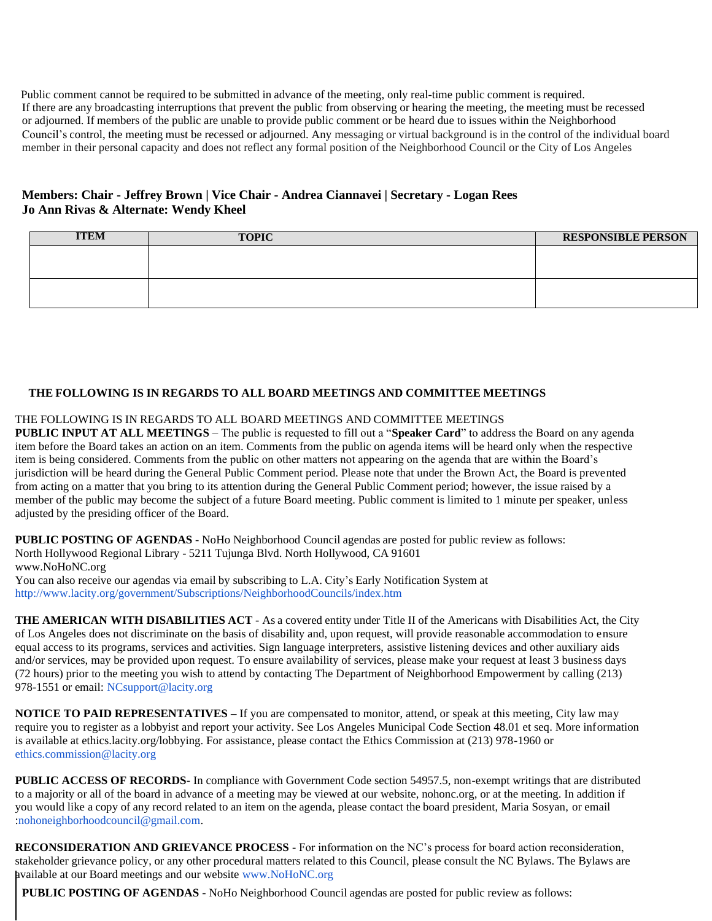Public comment cannot be required to be submitted in advance of the meeting, only real-time public comment is required. If there are any broadcasting interruptions that prevent the public from observing or hearing the meeting, the meeting must be recessed or adjourned. If members of the public are unable to provide public comment or be heard due to issues within the Neighborhood Council's control, the meeting must be recessed or adjourned. Any messaging or virtual background is in the control of the individual board member in their personal capacity and does not reflect any formal position of the Neighborhood Council or the City of Los Angeles

**Members: Chair - Jeffrey Brown | Vice Chair - Andrea Ciannavei | Secretary - Logan Rees**
**Jo Ann Rivas & Alternate: Wendy Kheel**

| ITEM | TOPIC | RESPONSIBLE PERSON |
|---|---|---|
| | | |
| | | |

**THE FOLLOWING IS IN REGARDS TO ALL BOARD MEETINGS AND COMMITTEE MEETINGS**

THE FOLLOWING IS IN REGARDS TO ALL BOARD MEETINGS AND COMMITTEE MEETINGS

**PUBLIC INPUT AT ALL MEETINGS** – The public is requested to fill out a "**Speaker Card**" to address the Board on any agenda item before the Board takes an action on an item. Comments from the public on agenda items will be heard only when the respective item is being considered. Comments from the public on other matters not appearing on the agenda that are within the Board's jurisdiction will be heard during the General Public Comment period. Please note that under the Brown Act, the Board is prevented from acting on a matter that you bring to its attention during the General Public Comment period; however, the issue raised by a member of the public may become the subject of a future Board meeting. Public comment is limited to 1 minute per speaker, unless adjusted by the presiding officer of the Board.

**PUBLIC POSTING OF AGENDAS** - NoHo Neighborhood Council agendas are posted for public review as follows:
North Hollywood Regional Library - 5211 Tujunga Blvd. North Hollywood, CA 91601
www.NoHoNC.org
You can also receive our agendas via email by subscribing to L.A. City's Early Notification System at http://www.lacity.org/government/Subscriptions/NeighborhoodCouncils/index.htm

**THE AMERICAN WITH DISABILITIES ACT** - As a covered entity under Title II of the Americans with Disabilities Act, the City of Los Angeles does not discriminate on the basis of disability and, upon request, will provide reasonable accommodation to ensure equal access to its programs, services and activities. Sign language interpreters, assistive listening devices and other auxiliary aids and/or services, may be provided upon request. To ensure availability of services, please make your request at least 3 business days (72 hours) prior to the meeting you wish to attend by contacting The Department of Neighborhood Empowerment by calling (213) 978-1551 or email: NCsupport@lacity.org

**NOTICE TO PAID REPRESENTATIVES –** If you are compensated to monitor, attend, or speak at this meeting, City law may require you to register as a lobbyist and report your activity. See Los Angeles Municipal Code Section 48.01 et seq. More information is available at ethics.lacity.org/lobbying. For assistance, please contact the Ethics Commission at (213) 978-1960 or ethics.commission@lacity.org

**PUBLIC ACCESS OF RECORDS**- In compliance with Government Code section 54957.5, non-exempt writings that are distributed to a majority or all of the board in advance of a meeting may be viewed at our website, nohonc.org, or at the meeting. In addition if you would like a copy of any record related to an item on the agenda, please contact the board president, Maria Sosyan, or email :nohoneighborhoodcouncil@gmail.com.

**RECONSIDERATION AND GRIEVANCE PROCESS** - For information on the NC's process for board action reconsideration, stakeholder grievance policy, or any other procedural matters related to this Council, please consult the NC Bylaws. The Bylaws are available at our Board meetings and our website www.NoHoNC.org

**PUBLIC POSTING OF AGENDAS** - NoHo Neighborhood Council agendas are posted for public review as follows: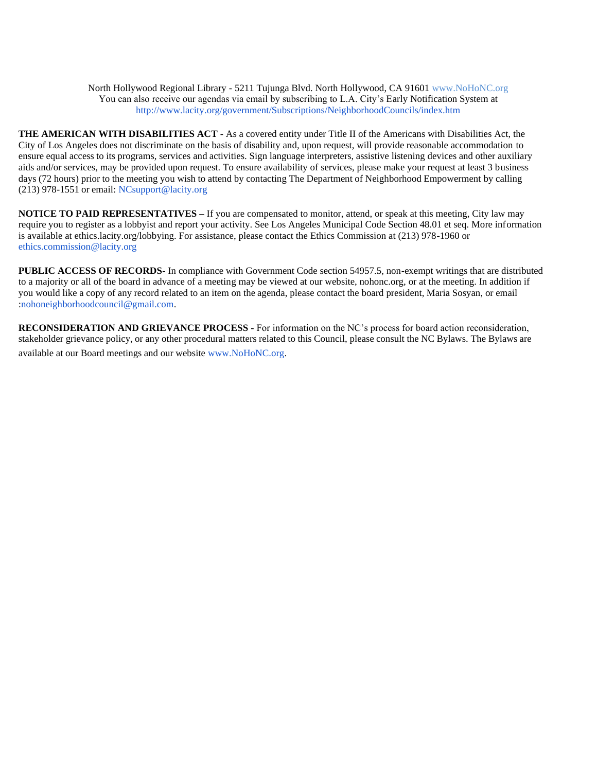North Hollywood Regional Library - 5211 Tujunga Blvd. North Hollywood, CA 91601 www.NoHoNC.org
You can also receive our agendas via email by subscribing to L.A. City's Early Notification System at
http://www.lacity.org/government/Subscriptions/NeighborhoodCouncils/index.htm

**THE AMERICAN WITH DISABILITIES ACT** - As a covered entity under Title II of the Americans with Disabilities Act, the City of Los Angeles does not discriminate on the basis of disability and, upon request, will provide reasonable accommodation to ensure equal access to its programs, services and activities. Sign language interpreters, assistive listening devices and other auxiliary aids and/or services, may be provided upon request. To ensure availability of services, please make your request at least 3 business days (72 hours) prior to the meeting you wish to attend by contacting The Department of Neighborhood Empowerment by calling (213) 978-1551 or email: NCsupport@lacity.org

**NOTICE TO PAID REPRESENTATIVES –** If you are compensated to monitor, attend, or speak at this meeting, City law may require you to register as a lobbyist and report your activity. See Los Angeles Municipal Code Section 48.01 et seq. More information is available at ethics.lacity.org/lobbying. For assistance, please contact the Ethics Commission at (213) 978-1960 or ethics.commission@lacity.org

**PUBLIC ACCESS OF RECORDS-** In compliance with Government Code section 54957.5, non-exempt writings that are distributed to a majority or all of the board in advance of a meeting may be viewed at our website, nohonc.org, or at the meeting. In addition if you would like a copy of any record related to an item on the agenda, please contact the board president, Maria Sosyan, or email :nohoneighborhoodcouncil@gmail.com.

**RECONSIDERATION AND GRIEVANCE PROCESS -** For information on the NC's process for board action reconsideration, stakeholder grievance policy, or any other procedural matters related to this Council, please consult the NC Bylaws. The Bylaws are available at our Board meetings and our website www.NoHoNC.org.